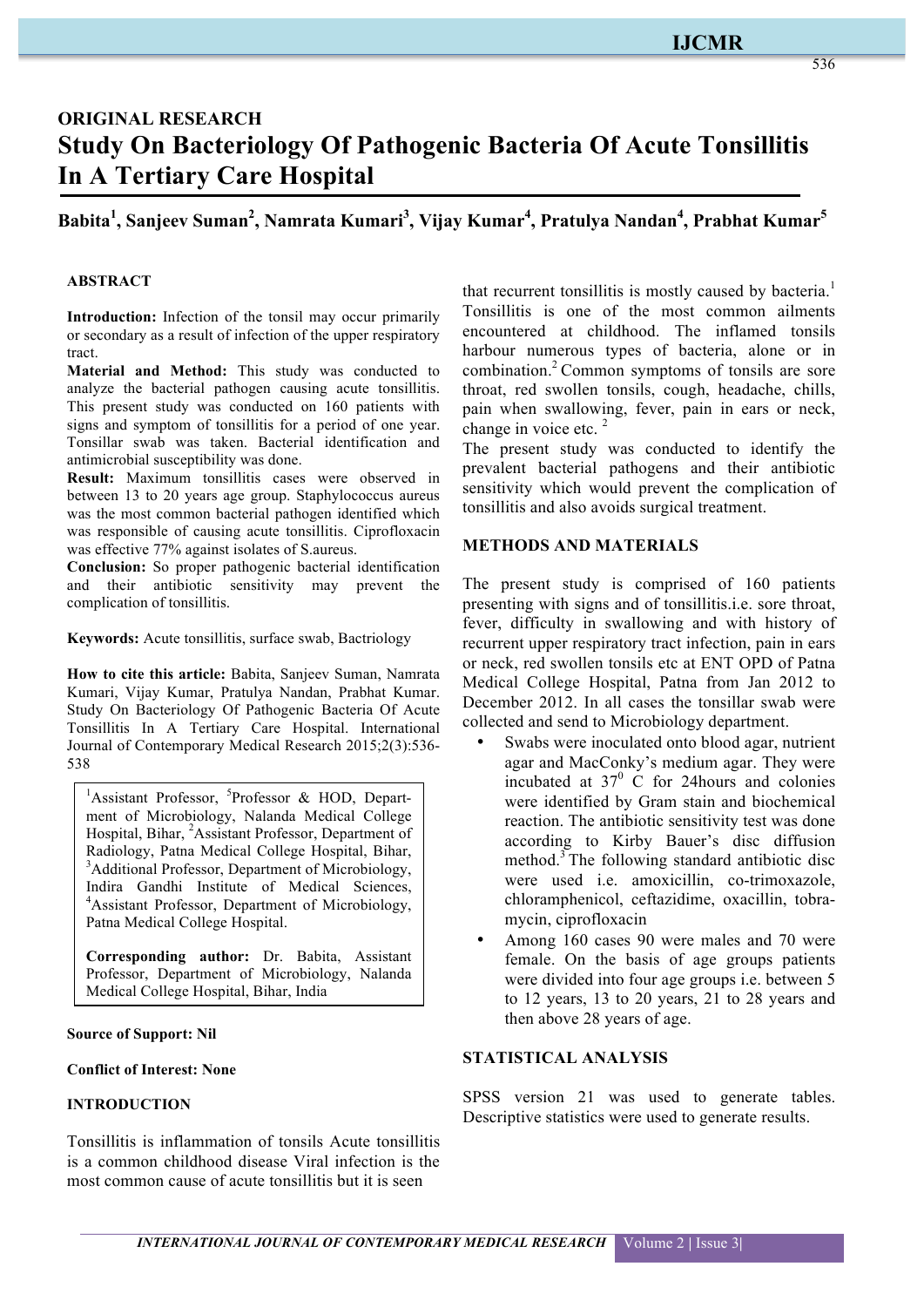**ORIGINAL RESEARCH**

# Study On Bacteriology Of Pathogenic Bacteria Of Acute Tonsillitis In A Tertiary Care Hospital

**Babita[1], Sanjeev Suman[2], Namrata Kumari[3], Vijay Kumar[4], Pratulya Nandan[4], Prabhat Kumar[5]**

## ABSTRACT

**Introduction:** Infection of the tonsil may occur primarily or secondary as a result of infection of the upper respiratory tract.

**Material and Method:** This study was conducted to analyze the bacterial pathogen causing acute tonsillitis. This present study was conducted on 160 patients with signs and symptom of tonsillitis for a period of one year. Tonsillar swab was taken. Bacterial identification and antimicrobial susceptibility was done.

**Result:** Maximum tonsillitis cases were observed in between 13 to 20 years age group. Staphylococcus aureus was the most common bacterial pathogen identified which was responsible of causing acute tonsillitis. Ciprofloxacin was effective 77% against isolates of S.aureus.

**Conclusion:** So proper pathogenic bacterial identification and their antibiotic sensitivity may prevent the complication of tonsillitis.

**Keywords:** Acute tonsillitis, surface swab, Bactriology

**How to cite this article:** Babita, Sanjeev Suman, Namrata Kumari, Vijay Kumar, Pratulya Nandan, Prabhat Kumar. Study On Bacteriology Of Pathogenic Bacteria Of Acute Tonsillitis In A Tertiary Care Hospital. International Journal of Contemporary Medical Research 2015;2(3):536-538

[1]Assistant Professor, [5]Professor & HOD, Department of Microbiology, Nalanda Medical College Hospital, Bihar, [2]Assistant Professor, Department of Radiology, Patna Medical College Hospital, Bihar, [3]Additional Professor, Department of Microbiology, Indira Gandhi Institute of Medical Sciences, [4]Assistant Professor, Department of Microbiology, Patna Medical College Hospital.

**Corresponding author:** Dr. Babita, Assistant Professor, Department of Microbiology, Nalanda Medical College Hospital, Bihar, India

**Source of Support: Nil**

**Conflict of Interest: None**

## INTRODUCTION

Tonsillitis is inflammation of tonsils Acute tonsillitis is a common childhood disease Viral infection is the most common cause of acute tonsillitis but it is seen that recurrent tonsillitis is mostly caused by bacteria.[1] Tonsillitis is one of the most common ailments encountered at childhood. The inflamed tonsils harbour numerous types of bacteria, alone or in combination.[2] Common symptoms of tonsils are sore throat, red swollen tonsils, cough, headache, chills, pain when swallowing, fever, pain in ears or neck, change in voice etc. [2]

The present study was conducted to identify the prevalent bacterial pathogens and their antibiotic sensitivity which would prevent the complication of tonsillitis and also avoids surgical treatment.

## METHODS AND MATERIALS

The present study is comprised of 160 patients presenting with signs and of tonsillitis.i.e. sore throat, fever, difficulty in swallowing and with history of recurrent upper respiratory tract infection, pain in ears or neck, red swollen tonsils etc at ENT OPD of Patna Medical College Hospital, Patna from Jan 2012 to December 2012. In all cases the tonsillar swab were collected and send to Microbiology department.

- Swabs were inoculated onto blood agar, nutrient agar and MacConky's medium agar. They were incubated at $37^0$ C for 24hours and colonies were identified by Gram stain and biochemical reaction. The antibiotic sensitivity test was done according to Kirby Bauer's disc diffusion method.[3] The following standard antibiotic disc were used i.e. amoxicillin, co-trimoxazole, chloramphenicol, ceftazidime, oxacillin, tobramycin, ciprofloxacin
- Among 160 cases 90 were males and 70 were female. On the basis of age groups patients were divided into four age groups i.e. between 5 to 12 years, 13 to 20 years, 21 to 28 years and then above 28 years of age.

## STATISTICAL ANALYSIS

SPSS version 21 was used to generate tables. Descriptive statistics were used to generate results.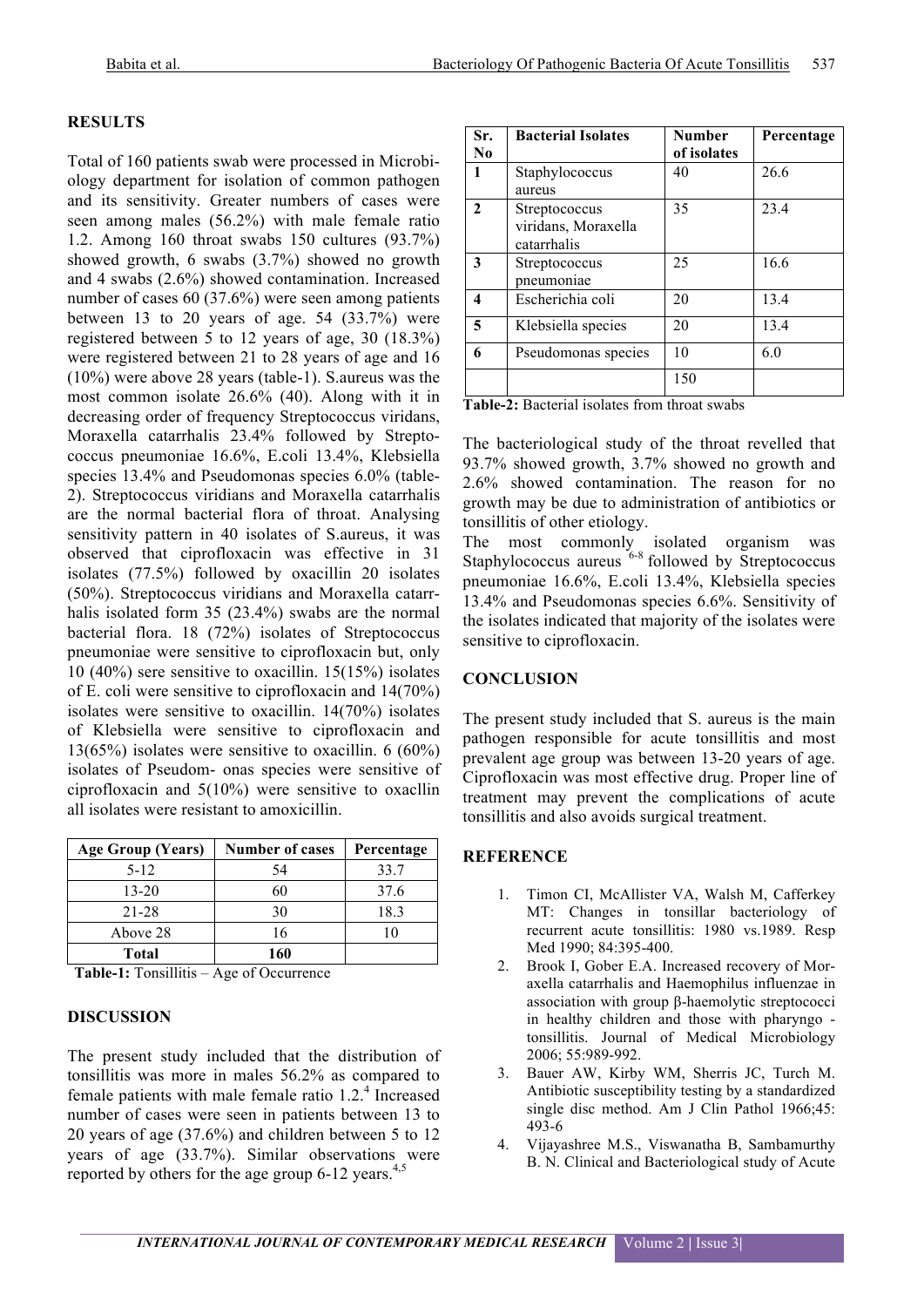## RESULTS

Total of 160 patients swab were processed in Microbiology department for isolation of common pathogen and its sensitivity. Greater numbers of cases were seen among males (56.2%) with male female ratio 1.2. Among 160 throat swabs 150 cultures (93.7%) showed growth, 6 swabs (3.7%) showed no growth and 4 swabs (2.6%) showed contamination. Increased number of cases 60 (37.6%) were seen among patients between 13 to 20 years of age. 54 (33.7%) were registered between 5 to 12 years of age, 30 (18.3%) were registered between 21 to 28 years of age and 16 (10%) were above 28 years (table-1). S.aureus was the most common isolate 26.6% (40). Along with it in decreasing order of frequency Streptococcus viridans, Moraxella catarrhalis 23.4% followed by Streptococcus pneumoniae 16.6%, E.coli 13.4%, Klebsiella species 13.4% and Pseudomonas species 6.0% (table-2). Streptococcus viridians and Moraxella catarrhalis are the normal bacterial flora of throat. Analysing sensitivity pattern in 40 isolates of S.aureus, it was observed that ciprofloxacin was effective in 31 isolates (77.5%) followed by oxacillin 20 isolates (50%). Streptococcus viridians and Moraxella catarrhalis isolated form 35 (23.4%) swabs are the normal bacterial flora. 18 (72%) isolates of Streptococcus pneumoniae were sensitive to ciprofloxacin but, only 10 (40%) sere sensitive to oxacillin. 15(15%) isolates of E. coli were sensitive to ciprofloxacin and 14(70%) isolates were sensitive to oxacillin. 14(70%) isolates of Klebsiella were sensitive to ciprofloxacin and 13(65%) isolates were sensitive to oxacillin. 6 (60%) isolates of Pseudom- onas species were sensitive of ciprofloxacin and 5(10%) were sensitive to oxacllin all isolates were resistant to amoxicillin.

| Age Group (Years) | Number of cases | Percentage |
|---|---|---|
| 5-12 | 54 | 33.7 |
| 13-20 | 60 | 37.6 |
| 21-28 | 30 | 18.3 |
| Above 28 | 16 | 10 |
| **Total** | **160** | |

**Table-1:** Tonsillitis – Age of Occurrence

## DISCUSSION

The present study included that the distribution of tonsillitis was more in males 56.2% as compared to female patients with male female ratio 1.2.[4] Increased number of cases were seen in patients between 13 to 20 years of age (37.6%) and children between 5 to 12 years of age (33.7%). Similar observations were reported by others for the age group 6-12 years.[4,5]

| Sr. No | Bacterial Isolates | Number of isolates | Percentage |
|---|---|---|---|
| **1** | Staphylococcus aureus | 40 | 26.6 |
| **2** | Streptococcus viridans, Moraxella catarrhalis | 35 | 23.4 |
| **3** | Streptococcus pneumoniae | 25 | 16.6 |
| **4** | Escherichia coli | 20 | 13.4 |
| **5** | Klebsiella species | 20 | 13.4 |
| **6** | Pseudomonas species | 10 | 6.0 |
| | | 150 | |

**Table-2:** Bacterial isolates from throat swabs

The bacteriological study of the throat revelled that 93.7% showed growth, 3.7% showed no growth and 2.6% showed contamination. The reason for no growth may be due to administration of antibiotics or tonsillitis of other etiology.

The most commonly isolated organism was Staphylococcus aureus [6-8] followed by Streptococcus pneumoniae 16.6%, E.coli 13.4%, Klebsiella species 13.4% and Pseudomonas species 6.6%. Sensitivity of the isolates indicated that majority of the isolates were sensitive to ciprofloxacin.

## CONCLUSION

The present study included that S. aureus is the main pathogen responsible for acute tonsillitis and most prevalent age group was between 13-20 years of age. Ciprofloxacin was most effective drug. Proper line of treatment may prevent the complications of acute tonsillitis and also avoids surgical treatment.

## REFERENCE

1. Timon CI, McAllister VA, Walsh M, Cafferkey MT: Changes in tonsillar bacteriology of recurrent acute tonsillitis: 1980 vs.1989. Resp Med 1990; 84:395-400.
2. Brook I, Gober E.A. Increased recovery of Moraxella catarrhalis and Haemophilus influenzae in association with group β-haemolytic streptococci in healthy children and those with pharyngo - tonsillitis. Journal of Medical Microbiology 2006; 55:989-992.
3. Bauer AW, Kirby WM, Sherris JC, Turch M. Antibiotic susceptibility testing by a standardized single disc method. Am J Clin Pathol 1966;45: 493-6
4. Vijayashree M.S., Viswanatha B, Sambamurthy B. N. Clinical and Bacteriological study of Acute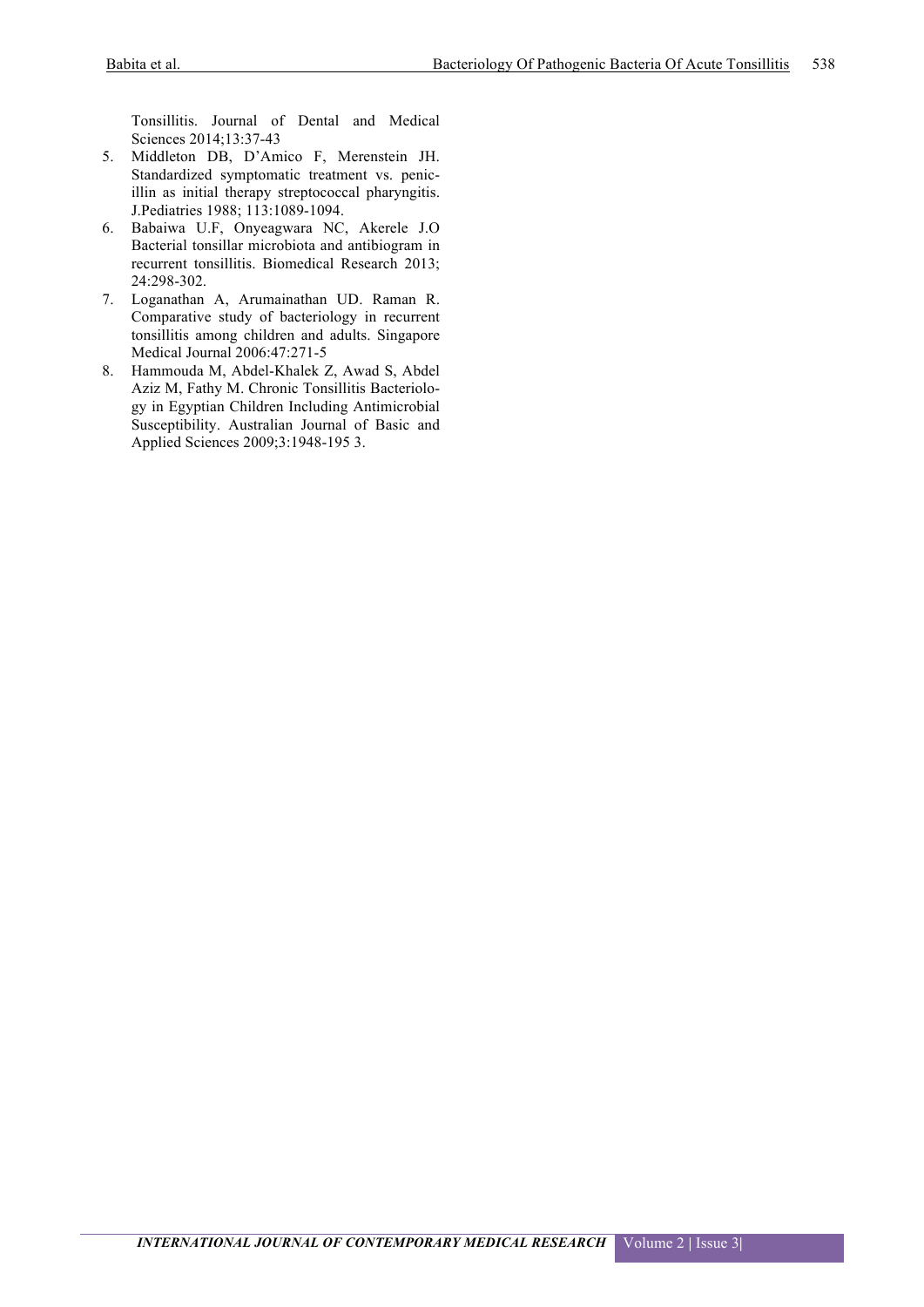Tonsillitis. Journal of Dental and Medical Sciences 2014;13:37-43

5. Middleton DB, D'Amico F, Merenstein JH. Standardized symptomatic treatment vs. penicillin as initial therapy streptococcal pharyngitis. J.Pediatries 1988; 113:1089-1094.
6. Babaiwa U.F, Onyeagwara NC, Akerele J.O Bacterial tonsillar microbiota and antibiogram in recurrent tonsillitis. Biomedical Research 2013; 24:298-302.
7. Loganathan A, Arumainathan UD. Raman R. Comparative study of bacteriology in recurrent tonsillitis among children and adults. Singapore Medical Journal 2006:47:271-5
8. Hammouda M, Abdel-Khalek Z, Awad S, Abdel Aziz M, Fathy M. Chronic Tonsillitis Bacteriology in Egyptian Children Including Antimicrobial Susceptibility. Australian Journal of Basic and Applied Sciences 2009;3:1948-195 3.